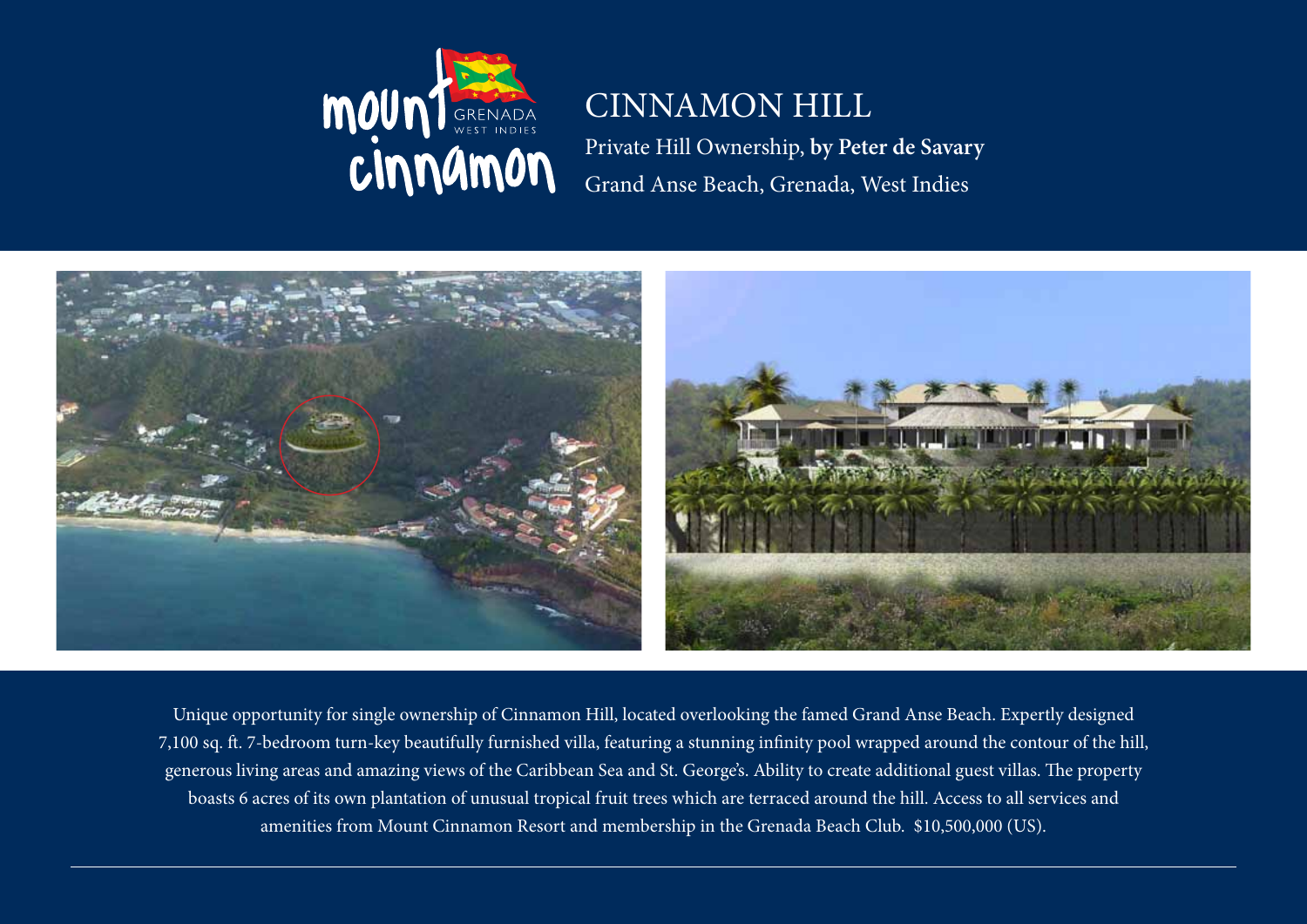mount cinnamon GRENADA WEST INDIES

# CINNAMON HILL

Private Hill Ownership, **by Peter de Savary**

Grand Anse Beach, Grenada, West Indies

Unique opportunity for single ownership of Cinnamon Hill, located overlooking the famed Grand Anse Beach. Expertly designed 7,100 sq. ft. 7-bedroom turn-key beautifully furnished villa, featuring a stunning infinity pool wrapped around the contour of the hill, generous living areas and amazing views of the Caribbean Sea and St. George's. Ability to create additional guest villas. The property boasts 6 acres of its own plantation of unusual tropical fruit trees which are terraced around the hill. Access to all services and amenities from Mount Cinnamon Resort and membership in the Grenada Beach Club. $10,500,000 (US).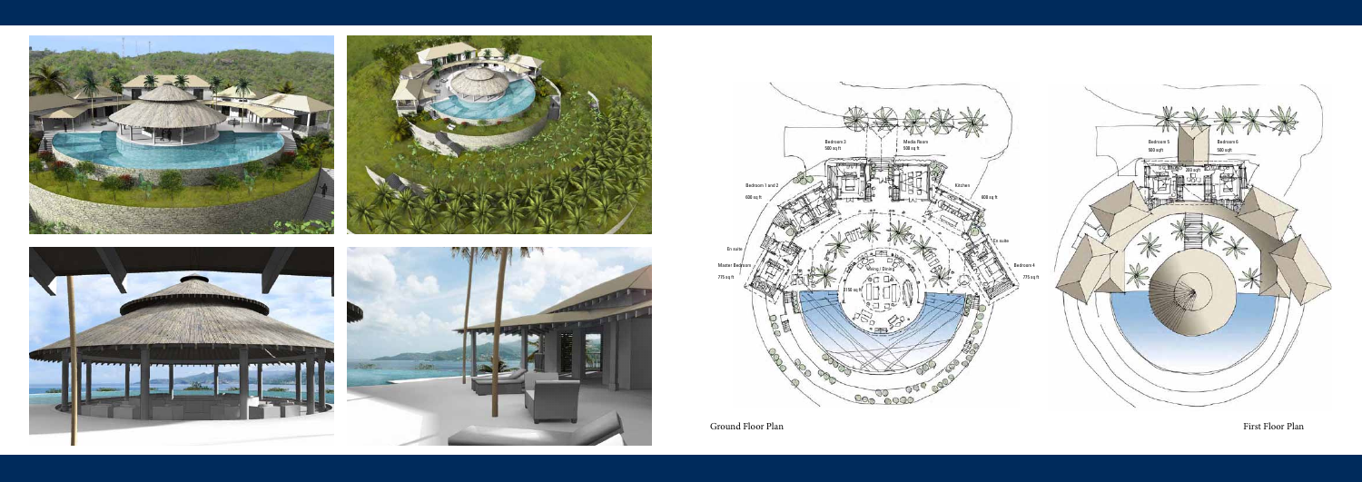Ground Floor Plan

First Floor Plan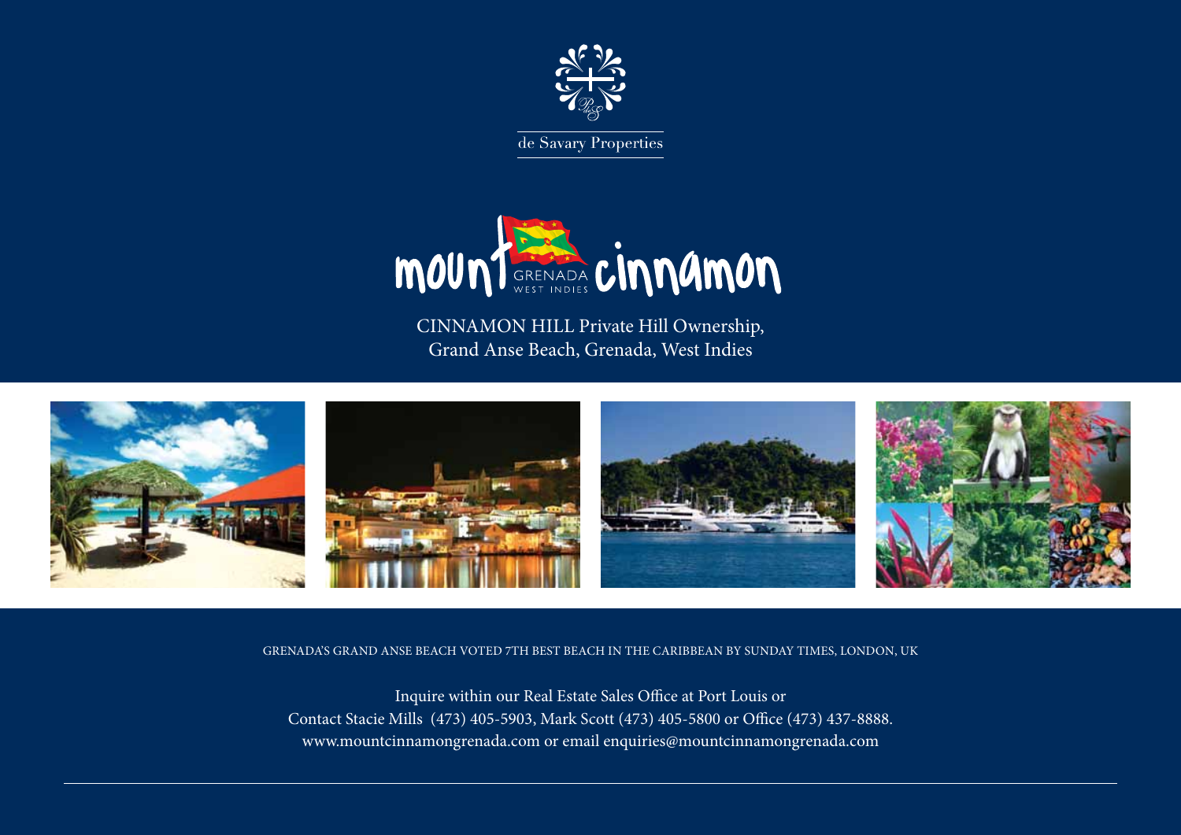de Savary Properties

# mount cinnamon

GRENADA WEST INDIES

CINNAMON HILL Private Hill Ownership,
Grand Anse Beach, Grenada, West Indies

GRENADA'S GRAND ANSE BEACH VOTED 7TH BEST BEACH IN THE CARIBBEAN BY SUNDAY TIMES, LONDON, UK

Inquire within our Real Estate Sales Office at Port Louis or
Contact Stacie Mills (473) 405-5903, Mark Scott (473) 405-5800 or Office (473) 437-8888.
www.mountcinnamongrenada.com or email enquiries@mountcinnamongrenada.com